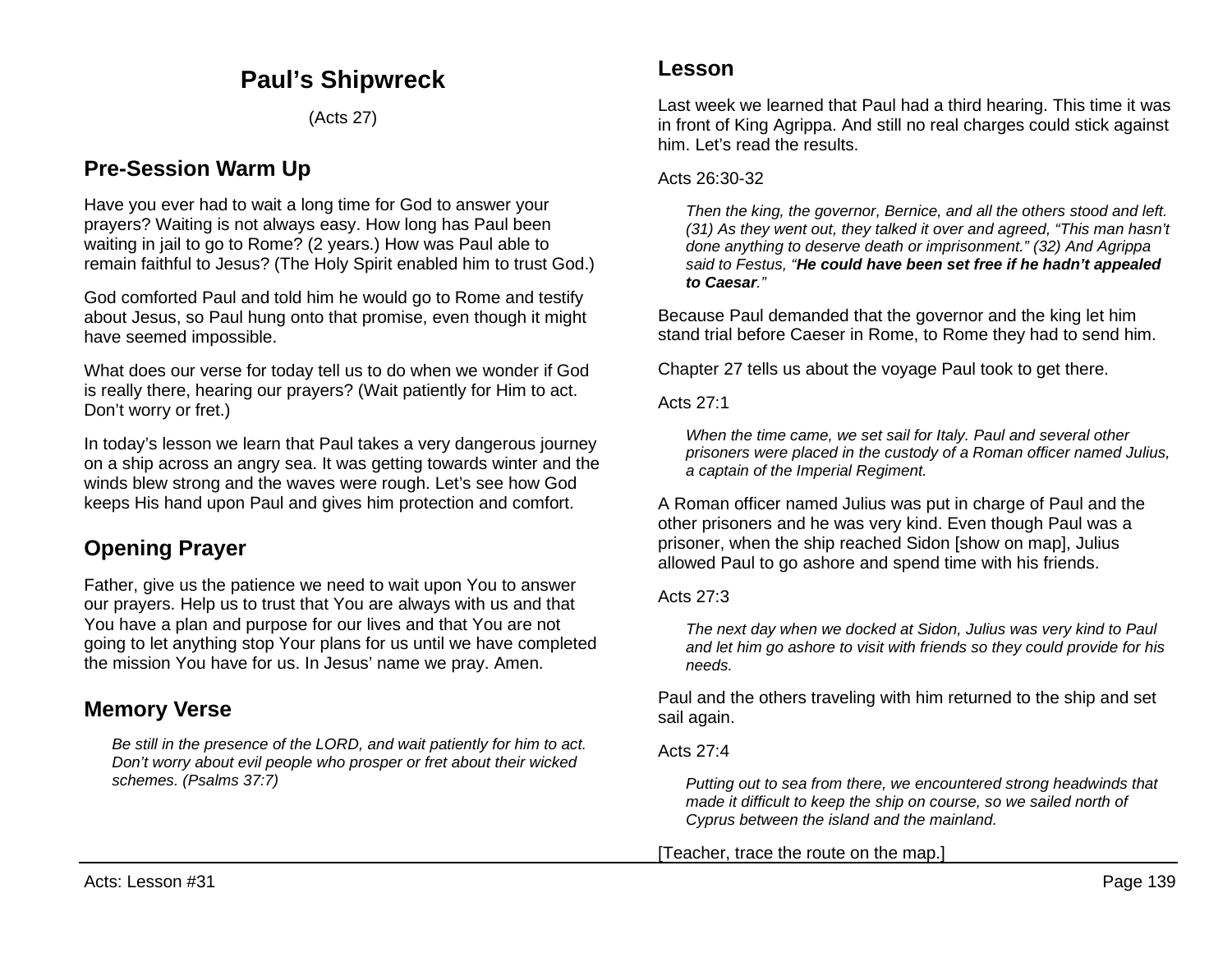# Paul's Shipwreck

(Acts 27)

## Pre-Session Warm Up

Have you ever had to wait a long time for God to answer your prayers? Waiting is not always easy. How long has Paul been waiting in jail to go to Rome? (2 years.) How was Paul able to remain faithful to Jesus? (The Holy Spirit enabled him to trust God.)

God comforted Paul and told him he would go to Rome and testify about Jesus, so Paul hung onto that promise, even though it might have seemed impossible.

What does our verse for today tell us to do when we wonder if God is really there, hearing our prayers? (Wait patiently for Him to act. Don't worry or fret.)

In today's lesson we learn that Paul takes a very dangerous journey on a ship across an angry sea. It was getting towards winter and the winds blew strong and the waves were rough. Let's see how God keeps His hand upon Paul and gives him protection and comfort.

## Opening Prayer

Father, give us the patience we need to wait upon You to answer our prayers. Help us to trust that You are always with us and that You have a plan and purpose for our lives and that You are not going to let anything stop Your plans for us until we have completed the mission You have for us. In Jesus' name we pray. Amen.

## Memory Verse

> *Be still in the presence of the LORD, and wait patiently for him to act. Don't worry about evil people who prosper or fret about their wicked schemes. (Psalms 37:7)*

## Lesson

Last week we learned that Paul had a third hearing. This time it was in front of King Agrippa. And still no real charges could stick against him. Let's read the results.

Acts 26:30-32

> *Then the king, the governor, Bernice, and all the others stood and left. (31) As they went out, they talked it over and agreed, "This man hasn't done anything to deserve death or imprisonment." (32) And Agrippa said to Festus, "**He could have been set free if he hadn't appealed to Caesar**."*

Because Paul demanded that the governor and the king let him stand trial before Caeser in Rome, to Rome they had to send him.

Chapter 27 tells us about the voyage Paul took to get there.

Acts 27:1

> *When the time came, we set sail for Italy. Paul and several other prisoners were placed in the custody of a Roman officer named Julius, a captain of the Imperial Regiment.*

A Roman officer named Julius was put in charge of Paul and the other prisoners and he was very kind. Even though Paul was a prisoner, when the ship reached Sidon [show on map], Julius allowed Paul to go ashore and spend time with his friends.

Acts 27:3

> *The next day when we docked at Sidon, Julius was very kind to Paul and let him go ashore to visit with friends so they could provide for his needs.*

Paul and the others traveling with him returned to the ship and set sail again.

Acts 27:4

> *Putting out to sea from there, we encountered strong headwinds that made it difficult to keep the ship on course, so we sailed north of Cyprus between the island and the mainland.*

[Teacher, trace the route on the map.]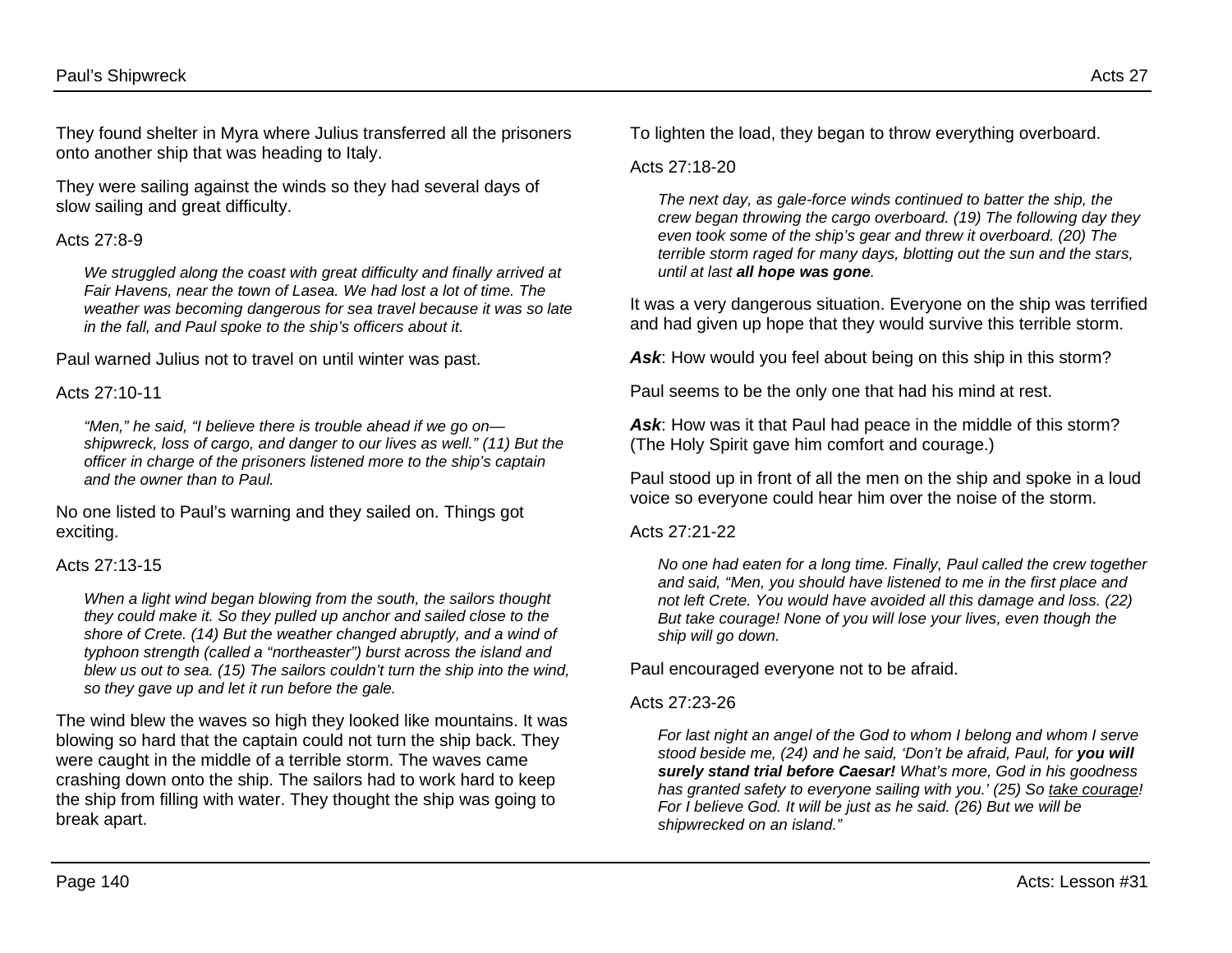They found shelter in Myra where Julius transferred all the prisoners onto another ship that was heading to Italy.

They were sailing against the winds so they had several days of slow sailing and great difficulty.

Acts 27:8-9

> *We struggled along the coast with great difficulty and finally arrived at Fair Havens, near the town of Lasea. We had lost a lot of time. The weather was becoming dangerous for sea travel because it was so late in the fall, and Paul spoke to the ship's officers about it.*

Paul warned Julius not to travel on until winter was past.

Acts 27:10-11

> *"Men," he said, "I believe there is trouble ahead if we go on—shipwreck, loss of cargo, and danger to our lives as well." (11) But the officer in charge of the prisoners listened more to the ship's captain and the owner than to Paul.*

No one listed to Paul's warning and they sailed on. Things got exciting.

Acts 27:13-15

> *When a light wind began blowing from the south, the sailors thought they could make it. So they pulled up anchor and sailed close to the shore of Crete. (14) But the weather changed abruptly, and a wind of typhoon strength (called a "northeaster") burst across the island and blew us out to sea. (15) The sailors couldn't turn the ship into the wind, so they gave up and let it run before the gale.*

The wind blew the waves so high they looked like mountains. It was blowing so hard that the captain could not turn the ship back. They were caught in the middle of a terrible storm. The waves came crashing down onto the ship. The sailors had to work hard to keep the ship from filling with water. They thought the ship was going to break apart.

To lighten the load, they began to throw everything overboard.

Acts 27:18-20

> *The next day, as gale-force winds continued to batter the ship, the crew began throwing the cargo overboard. (19) The following day they even took some of the ship's gear and threw it overboard. (20) The terrible storm raged for many days, blotting out the sun and the stars, until at last* ***all hope was gone****.*

It was a very dangerous situation. Everyone on the ship was terrified and had given up hope that they would survive this terrible storm.

***Ask***: How would you feel about being on this ship in this storm?

Paul seems to be the only one that had his mind at rest.

***Ask***: How was it that Paul had peace in the middle of this storm? (The Holy Spirit gave him comfort and courage.)

Paul stood up in front of all the men on the ship and spoke in a loud voice so everyone could hear him over the noise of the storm.

Acts 27:21-22

> *No one had eaten for a long time. Finally, Paul called the crew together and said, "Men, you should have listened to me in the first place and not left Crete. You would have avoided all this damage and loss. (22) But take courage! None of you will lose your lives, even though the ship will go down.*

Paul encouraged everyone not to be afraid.

Acts 27:23-26

> *For last night an angel of the God to whom I belong and whom I serve stood beside me, (24) and he said, 'Don't be afraid, Paul, for* ***you will surely stand trial before Caesar!*** *What's more, God in his goodness has granted safety to everyone sailing with you.' (25) So <u>take courage</u>! For I believe God. It will be just as he said. (26) But we will be shipwrecked on an island."*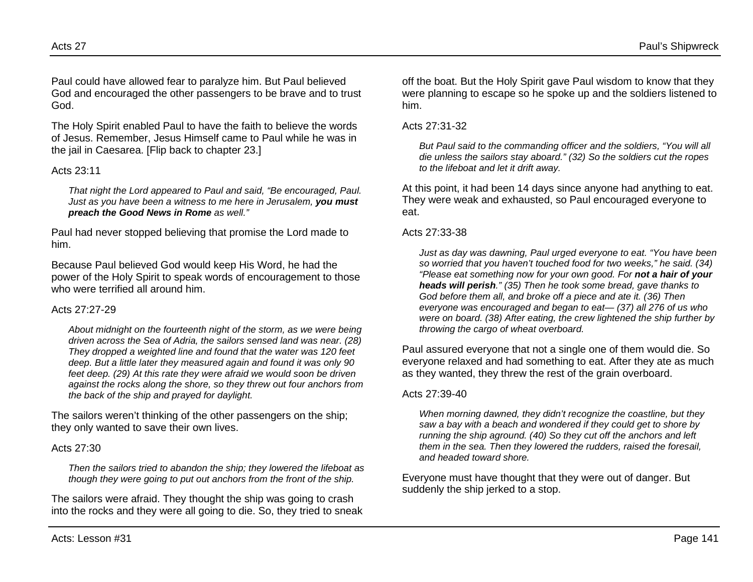Paul could have allowed fear to paralyze him. But Paul believed God and encouraged the other passengers to be brave and to trust God.

The Holy Spirit enabled Paul to have the faith to believe the words of Jesus. Remember, Jesus Himself came to Paul while he was in the jail in Caesarea. [Flip back to chapter 23.]

Acts 23:11

> *That night the Lord appeared to Paul and said, "Be encouraged, Paul. Just as you have been a witness to me here in Jerusalem, **you must preach the Good News in Rome** as well."*

Paul had never stopped believing that promise the Lord made to him.

Because Paul believed God would keep His Word, he had the power of the Holy Spirit to speak words of encouragement to those who were terrified all around him.

Acts 27:27-29

> *About midnight on the fourteenth night of the storm, as we were being driven across the Sea of Adria, the sailors sensed land was near. (28) They dropped a weighted line and found that the water was 120 feet deep. But a little later they measured again and found it was only 90 feet deep. (29) At this rate they were afraid we would soon be driven against the rocks along the shore, so they threw out four anchors from the back of the ship and prayed for daylight.*

The sailors weren't thinking of the other passengers on the ship; they only wanted to save their own lives.

Acts 27:30

> *Then the sailors tried to abandon the ship; they lowered the lifeboat as though they were going to put out anchors from the front of the ship.*

The sailors were afraid. They thought the ship was going to crash into the rocks and they were all going to die. So, they tried to sneak off the boat. But the Holy Spirit gave Paul wisdom to know that they were planning to escape so he spoke up and the soldiers listened to him.

Acts 27:31-32

> *But Paul said to the commanding officer and the soldiers, "You will all die unless the sailors stay aboard." (32) So the soldiers cut the ropes to the lifeboat and let it drift away.*

At this point, it had been 14 days since anyone had anything to eat. They were weak and exhausted, so Paul encouraged everyone to eat.

Acts 27:33-38

> *Just as day was dawning, Paul urged everyone to eat. "You have been so worried that you haven't touched food for two weeks," he said. (34) "Please eat something now for your own good. For **not a hair of your heads will perish**." (35) Then he took some bread, gave thanks to God before them all, and broke off a piece and ate it. (36) Then everyone was encouraged and began to eat— (37) all 276 of us who were on board. (38) After eating, the crew lightened the ship further by throwing the cargo of wheat overboard.*

Paul assured everyone that not a single one of them would die. So everyone relaxed and had something to eat. After they ate as much as they wanted, they threw the rest of the grain overboard.

Acts 27:39-40

> *When morning dawned, they didn't recognize the coastline, but they saw a bay with a beach and wondered if they could get to shore by running the ship aground. (40) So they cut off the anchors and left them in the sea. Then they lowered the rudders, raised the foresail, and headed toward shore.*

Everyone must have thought that they were out of danger. But suddenly the ship jerked to a stop.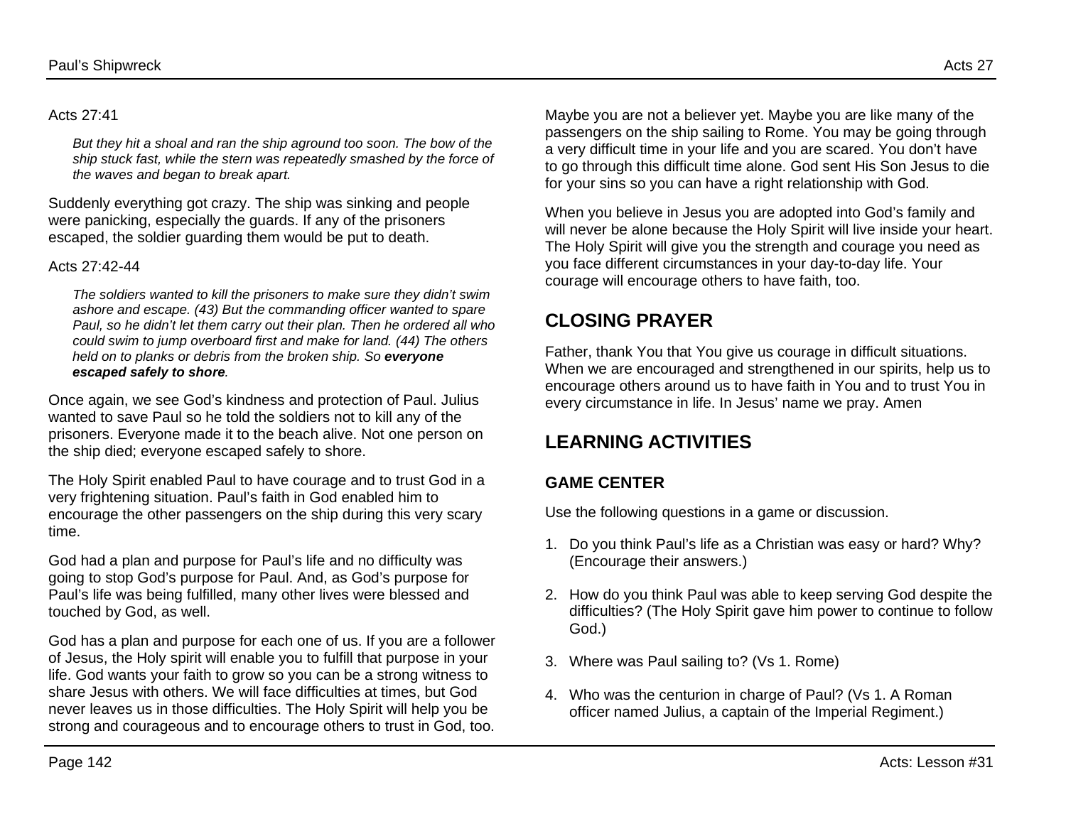Acts 27:41

> *But they hit a shoal and ran the ship aground too soon. The bow of the ship stuck fast, while the stern was repeatedly smashed by the force of the waves and began to break apart.*

Suddenly everything got crazy. The ship was sinking and people were panicking, especially the guards. If any of the prisoners escaped, the soldier guarding them would be put to death.

Acts 27:42-44

> *The soldiers wanted to kill the prisoners to make sure they didn't swim ashore and escape. (43) But the commanding officer wanted to spare Paul, so he didn't let them carry out their plan. Then he ordered all who could swim to jump overboard first and make for land. (44) The others held on to planks or debris from the broken ship. So* ***everyone escaped safely to shore****.*

Once again, we see God's kindness and protection of Paul. Julius wanted to save Paul so he told the soldiers not to kill any of the prisoners. Everyone made it to the beach alive. Not one person on the ship died; everyone escaped safely to shore.

The Holy Spirit enabled Paul to have courage and to trust God in a very frightening situation. Paul's faith in God enabled him to encourage the other passengers on the ship during this very scary time.

God had a plan and purpose for Paul's life and no difficulty was going to stop God's purpose for Paul. And, as God's purpose for Paul's life was being fulfilled, many other lives were blessed and touched by God, as well.

God has a plan and purpose for each one of us. If you are a follower of Jesus, the Holy spirit will enable you to fulfill that purpose in your life. God wants your faith to grow so you can be a strong witness to share Jesus with others. We will face difficulties at times, but God never leaves us in those difficulties. The Holy Spirit will help you be strong and courageous and to encourage others to trust in God, too.

Maybe you are not a believer yet. Maybe you are like many of the passengers on the ship sailing to Rome. You may be going through a very difficult time in your life and you are scared. You don't have to go through this difficult time alone. God sent His Son Jesus to die for your sins so you can have a right relationship with God.

When you believe in Jesus you are adopted into God's family and will never be alone because the Holy Spirit will live inside your heart. The Holy Spirit will give you the strength and courage you need as you face different circumstances in your day-to-day life. Your courage will encourage others to have faith, too.

## CLOSING PRAYER

Father, thank You that You give us courage in difficult situations. When we are encouraged and strengthened in our spirits, help us to encourage others around us to have faith in You and to trust You in every circumstance in life. In Jesus' name we pray. Amen

## LEARNING ACTIVITIES

### GAME CENTER

Use the following questions in a game or discussion.

1. Do you think Paul's life as a Christian was easy or hard? Why? (Encourage their answers.)
2. How do you think Paul was able to keep serving God despite the difficulties? (The Holy Spirit gave him power to continue to follow God.)
3. Where was Paul sailing to? (Vs 1. Rome)
4. Who was the centurion in charge of Paul? (Vs 1. A Roman officer named Julius, a captain of the Imperial Regiment.)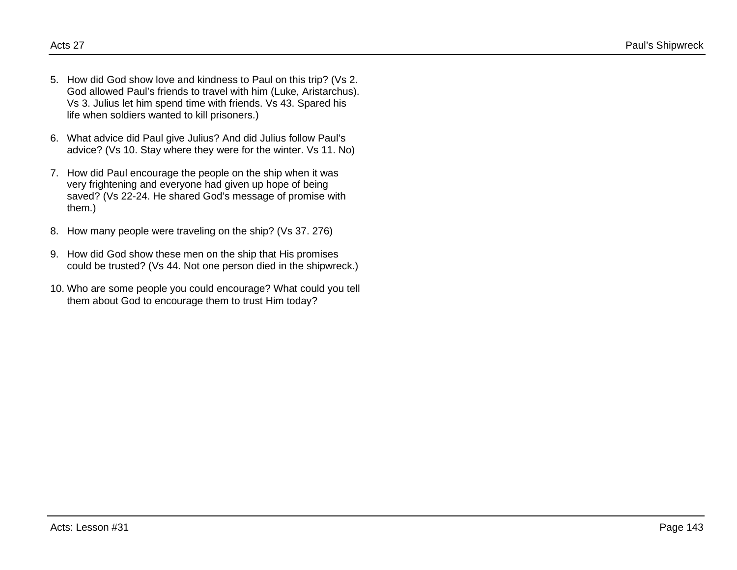5. How did God show love and kindness to Paul on this trip? (Vs 2. God allowed Paul's friends to travel with him (Luke, Aristarchus). Vs 3. Julius let him spend time with friends. Vs 43. Spared his life when soldiers wanted to kill prisoners.)

6. What advice did Paul give Julius? And did Julius follow Paul's advice? (Vs 10. Stay where they were for the winter. Vs 11. No)

7. How did Paul encourage the people on the ship when it was very frightening and everyone had given up hope of being saved? (Vs 22-24. He shared God's message of promise with them.)

8. How many people were traveling on the ship? (Vs 37. 276)

9. How did God show these men on the ship that His promises could be trusted? (Vs 44. Not one person died in the shipwreck.)

10. Who are some people you could encourage? What could you tell them about God to encourage them to trust Him today?